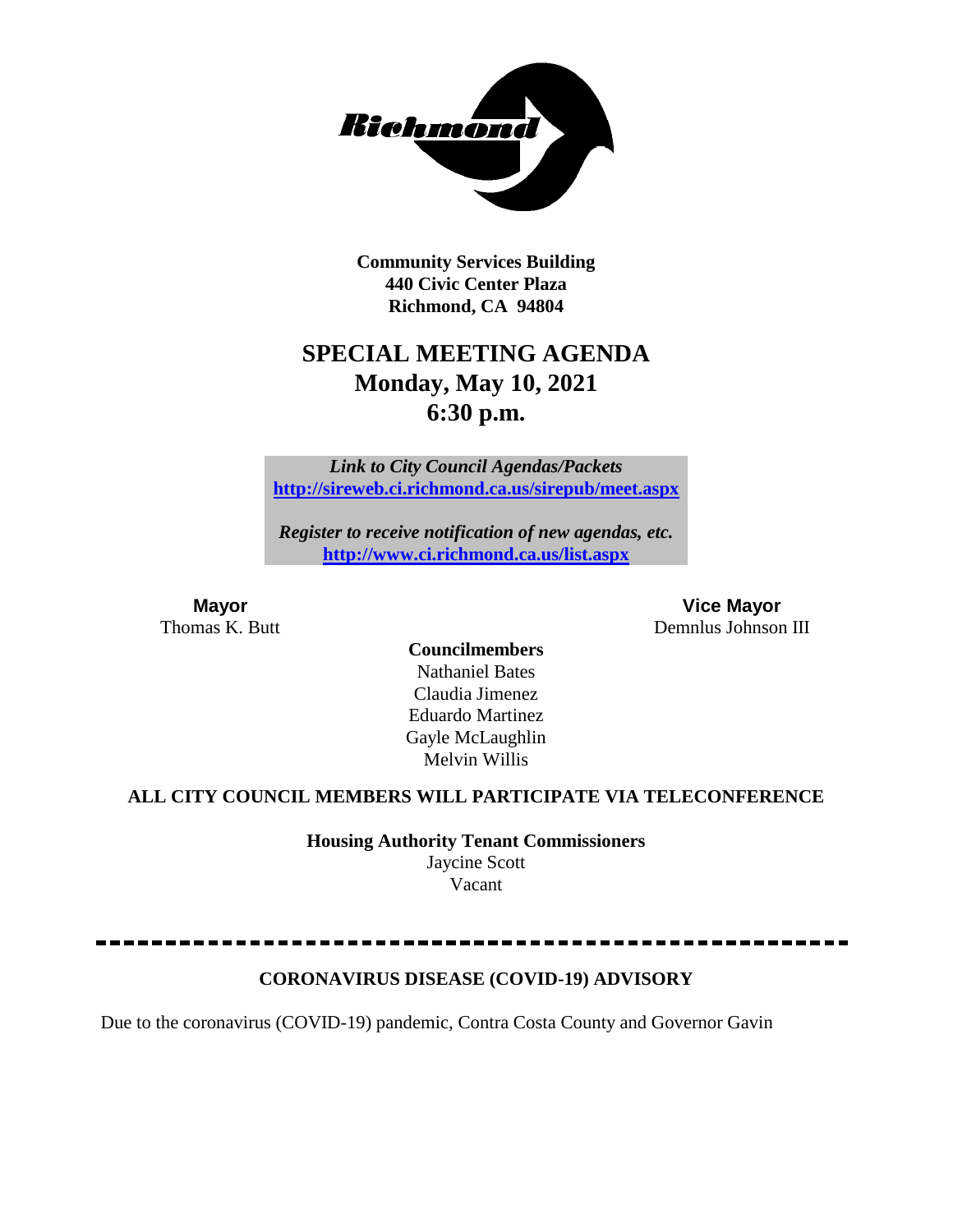**Community Services Building**
**440 Civic Center Plaza**
**Richmond, CA 94804**

# SPECIAL MEETING AGENDA
## Monday, May 10, 2021
## 6:30 p.m.

***Link to City Council Agendas/Packets***
**http://sireweb.ci.richmond.ca.us/sirepub/meet.aspx**

***Register to receive notification of new agendas, etc.***
**http://www.ci.richmond.ca.us/list.aspx**

**Mayor**
Thomas K. Butt

**Vice Mayor**
Demnlus Johnson III

**Councilmembers**
Nathaniel Bates
Claudia Jimenez
Eduardo Martinez
Gayle McLaughlin
Melvin Willis

**ALL CITY COUNCIL MEMBERS WILL PARTICIPATE VIA TELECONFERENCE**

**Housing Authority Tenant Commissioners**
Jaycine Scott
Vacant

---

**CORONAVIRUS DISEASE (COVID-19) ADVISORY**

Due to the coronavirus (COVID-19) pandemic, Contra Costa County and Governor Gavin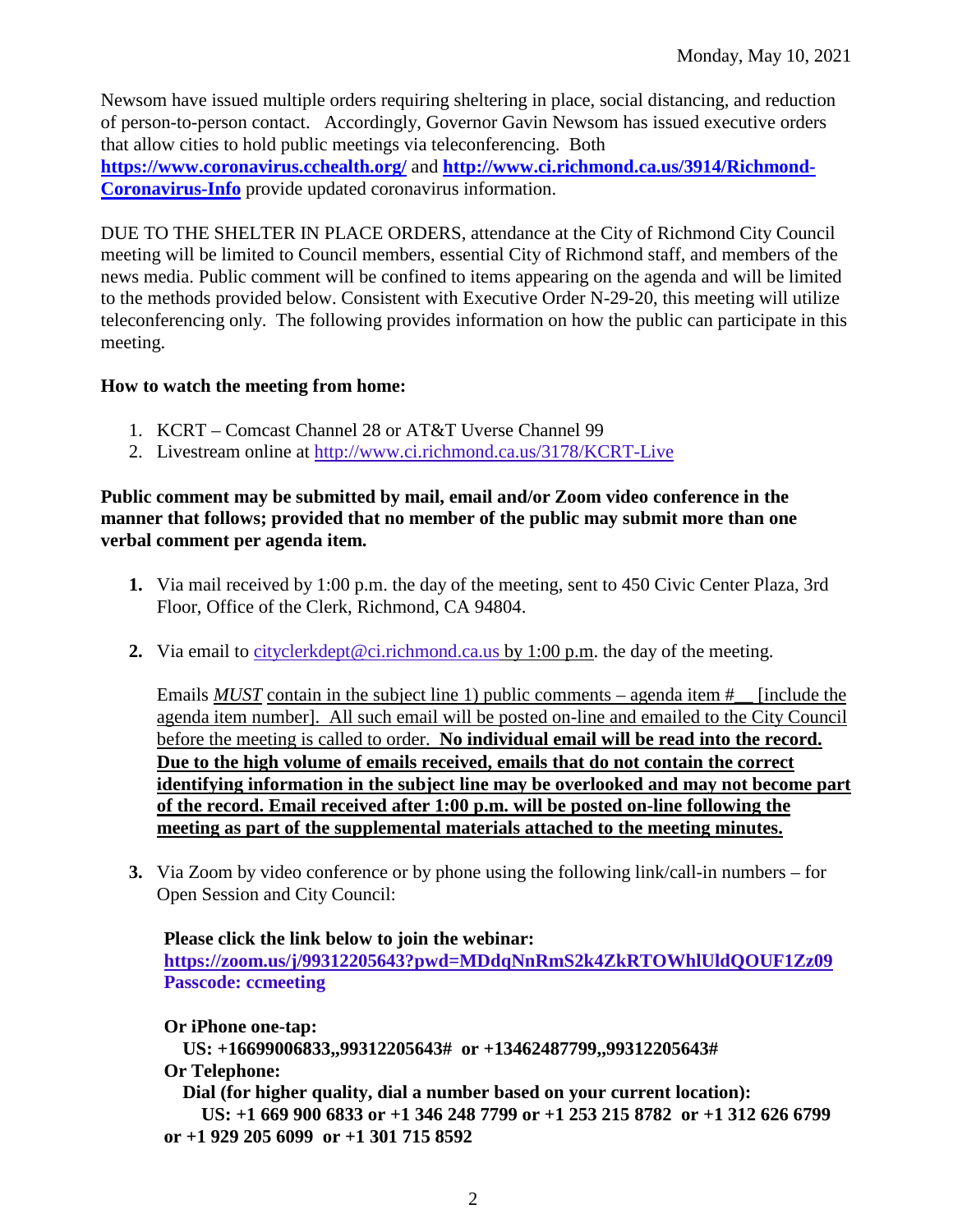Newsom have issued multiple orders requiring sheltering in place, social distancing, and reduction of person-to-person contact. Accordingly, Governor Gavin Newsom has issued executive orders that allow cities to hold public meetings via teleconferencing. Both **https://www.coronavirus.cchealth.org/** and **http://www.ci.richmond.ca.us/3914/Richmond-Coronavirus-Info** provide updated coronavirus information.

DUE TO THE SHELTER IN PLACE ORDERS, attendance at the City of Richmond City Council meeting will be limited to Council members, essential City of Richmond staff, and members of the news media. Public comment will be confined to items appearing on the agenda and will be limited to the methods provided below. Consistent with Executive Order N-29-20, this meeting will utilize teleconferencing only. The following provides information on how the public can participate in this meeting.

**How to watch the meeting from home:**

1. KCRT – Comcast Channel 28 or AT&T Uverse Channel 99
2. Livestream online at http://www.ci.richmond.ca.us/3178/KCRT-Live

**Public comment may be submitted by mail, email and/or Zoom video conference in the manner that follows; provided that no member of the public may submit more than one verbal comment per agenda item.**

1. Via mail received by 1:00 p.m. the day of the meeting, sent to 450 Civic Center Plaza, 3rd Floor, Office of the Clerk, Richmond, CA 94804.

2. Via email to cityclerkdept@ci.richmond.ca.us by 1:00 p.m. the day of the meeting.

   Emails *MUST* contain in the subject line 1) public comments – agenda item #__ [include the agenda item number]. All such email will be posted on-line and emailed to the City Council before the meeting is called to order. **No individual email will be read into the record. Due to the high volume of emails received, emails that do not contain the correct identifying information in the subject line may be overlooked and may not become part of the record. Email received after 1:00 p.m. will be posted on-line following the meeting as part of the supplemental materials attached to the meeting minutes.**

3. Via Zoom by video conference or by phone using the following link/call-in numbers – for Open Session and City Council:

   **Please click the link below to join the webinar:**
   **https://zoom.us/j/99312205643?pwd=MDdqNnRmS2k4ZkRTOWhlUldQOUF1Zz09**
   **Passcode: ccmeeting**

   **Or iPhone one-tap:**
   **US: +16699006833,,99312205643# or +13462487799,,99312205643#**
   **Or Telephone:**
   **Dial (for higher quality, dial a number based on your current location):**
   **US: +1 669 900 6833 or +1 346 248 7799 or +1 253 215 8782 or +1 312 626 6799 or +1 929 205 6099 or +1 301 715 8592**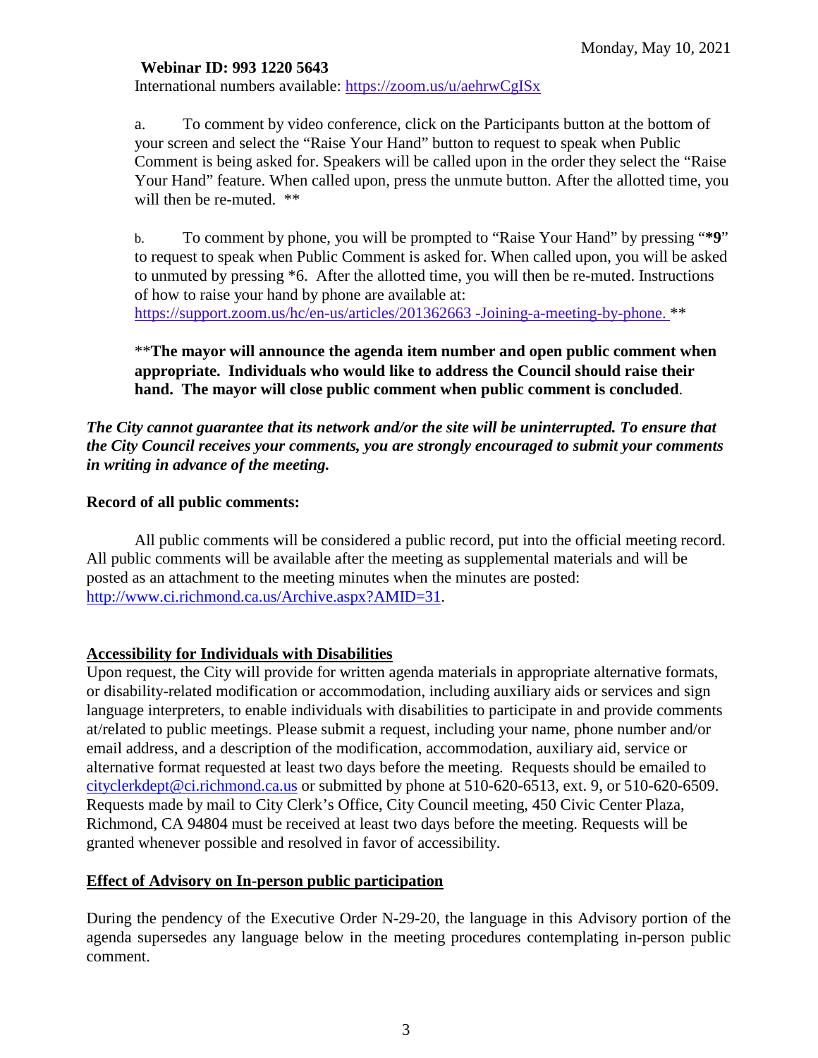**Webinar ID: 993 1220 5643**
International numbers available: https://zoom.us/u/aehrwCgISx

a. To comment by video conference, click on the Participants button at the bottom of your screen and select the "Raise Your Hand" button to request to speak when Public Comment is being asked for. Speakers will be called upon in the order they select the "Raise Your Hand" feature. When called upon, press the unmute button. After the allotted time, you will then be re-muted. **

b. To comment by phone, you will be prompted to "Raise Your Hand" by pressing "***9**" to request to speak when Public Comment is asked for. When called upon, you will be asked to unmuted by pressing *6. After the allotted time, you will then be re-muted. Instructions of how to raise your hand by phone are available at: https://support.zoom.us/hc/en-us/articles/201362663 -Joining-a-meeting-by-phone. **

****The mayor will announce the agenda item number and open public comment when appropriate. Individuals who would like to address the Council should raise their hand. The mayor will close public comment when public comment is concluded**.

***The City cannot guarantee that its network and/or the site will be uninterrupted. To ensure that the City Council receives your comments, you are strongly encouraged to submit your comments in writing in advance of the meeting.***

**Record of all public comments:**

All public comments will be considered a public record, put into the official meeting record. All public comments will be available after the meeting as supplemental materials and will be posted as an attachment to the meeting minutes when the minutes are posted: http://www.ci.richmond.ca.us/Archive.aspx?AMID=31.

**Accessibility for Individuals with Disabilities**

Upon request, the City will provide for written agenda materials in appropriate alternative formats, or disability-related modification or accommodation, including auxiliary aids or services and sign language interpreters, to enable individuals with disabilities to participate in and provide comments at/related to public meetings. Please submit a request, including your name, phone number and/or email address, and a description of the modification, accommodation, auxiliary aid, service or alternative format requested at least two days before the meeting. Requests should be emailed to cityclerkdept@ci.richmond.ca.us or submitted by phone at 510-620-6513, ext. 9, or 510-620-6509. Requests made by mail to City Clerk's Office, City Council meeting, 450 Civic Center Plaza, Richmond, CA 94804 must be received at least two days before the meeting. Requests will be granted whenever possible and resolved in favor of accessibility.

**Effect of Advisory on In-person public participation**

During the pendency of the Executive Order N-29-20, the language in this Advisory portion of the agenda supersedes any language below in the meeting procedures contemplating in-person public comment.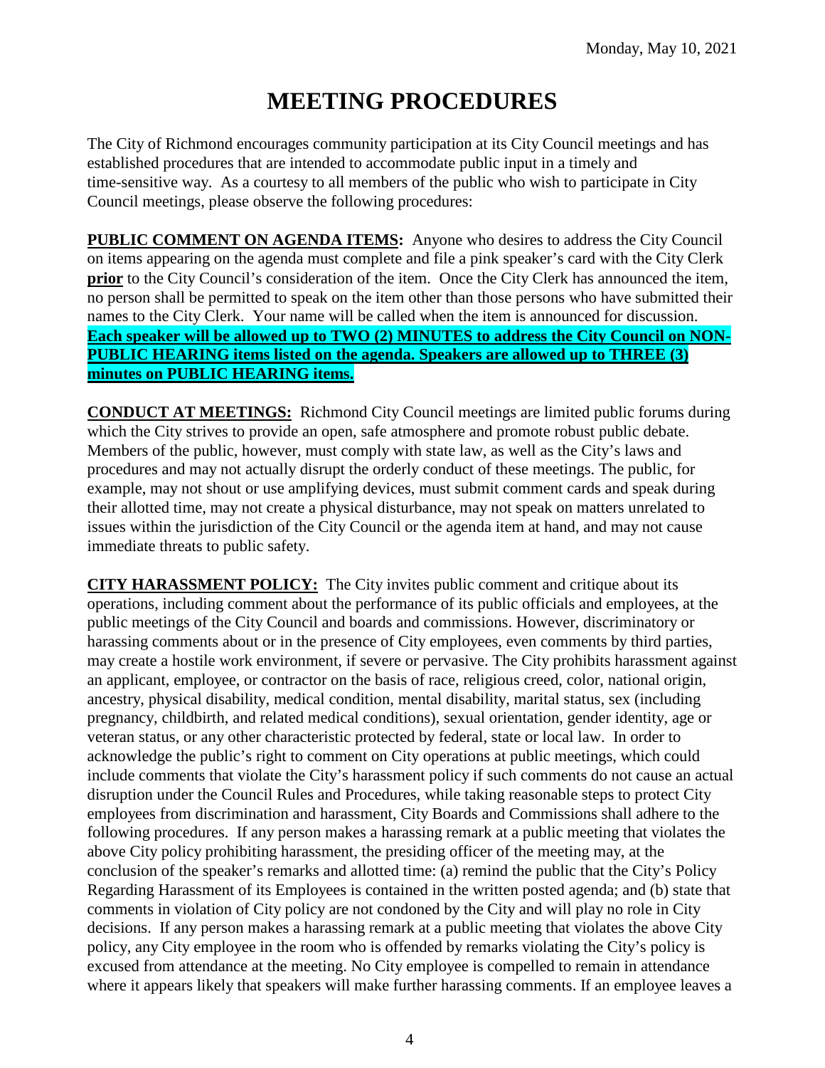# MEETING PROCEDURES

The City of Richmond encourages community participation at its City Council meetings and has established procedures that are intended to accommodate public input in a timely and time-sensitive way. As a courtesy to all members of the public who wish to participate in City Council meetings, please observe the following procedures:

**PUBLIC COMMENT ON AGENDA ITEMS:** Anyone who desires to address the City Council on items appearing on the agenda must complete and file a pink speaker's card with the City Clerk **prior** to the City Council's consideration of the item. Once the City Clerk has announced the item, no person shall be permitted to speak on the item other than those persons who have submitted their names to the City Clerk. Your name will be called when the item is announced for discussion. **Each speaker will be allowed up to TWO (2) MINUTES to address the City Council on NON-PUBLIC HEARING items listed on the agenda. Speakers are allowed up to THREE (3) minutes on PUBLIC HEARING items.**

**CONDUCT AT MEETINGS:** Richmond City Council meetings are limited public forums during which the City strives to provide an open, safe atmosphere and promote robust public debate. Members of the public, however, must comply with state law, as well as the City's laws and procedures and may not actually disrupt the orderly conduct of these meetings. The public, for example, may not shout or use amplifying devices, must submit comment cards and speak during their allotted time, may not create a physical disturbance, may not speak on matters unrelated to issues within the jurisdiction of the City Council or the agenda item at hand, and may not cause immediate threats to public safety.

**CITY HARASSMENT POLICY:** The City invites public comment and critique about its operations, including comment about the performance of its public officials and employees, at the public meetings of the City Council and boards and commissions. However, discriminatory or harassing comments about or in the presence of City employees, even comments by third parties, may create a hostile work environment, if severe or pervasive. The City prohibits harassment against an applicant, employee, or contractor on the basis of race, religious creed, color, national origin, ancestry, physical disability, medical condition, mental disability, marital status, sex (including pregnancy, childbirth, and related medical conditions), sexual orientation, gender identity, age or veteran status, or any other characteristic protected by federal, state or local law. In order to acknowledge the public's right to comment on City operations at public meetings, which could include comments that violate the City's harassment policy if such comments do not cause an actual disruption under the Council Rules and Procedures, while taking reasonable steps to protect City employees from discrimination and harassment, City Boards and Commissions shall adhere to the following procedures. If any person makes a harassing remark at a public meeting that violates the above City policy prohibiting harassment, the presiding officer of the meeting may, at the conclusion of the speaker's remarks and allotted time: (a) remind the public that the City's Policy Regarding Harassment of its Employees is contained in the written posted agenda; and (b) state that comments in violation of City policy are not condoned by the City and will play no role in City decisions. If any person makes a harassing remark at a public meeting that violates the above City policy, any City employee in the room who is offended by remarks violating the City's policy is excused from attendance at the meeting. No City employee is compelled to remain in attendance where it appears likely that speakers will make further harassing comments. If an employee leaves a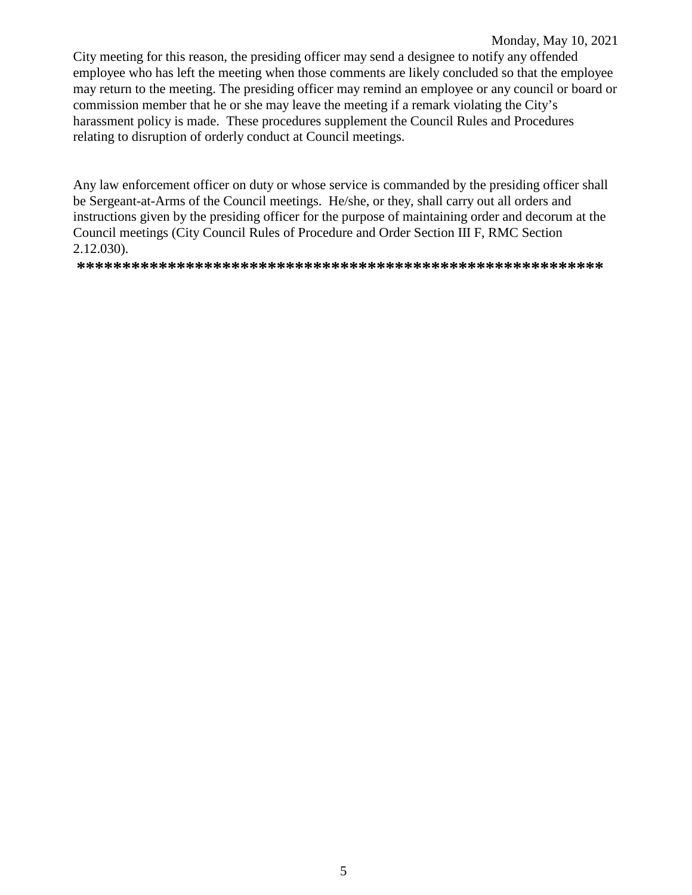City meeting for this reason, the presiding officer may send a designee to notify any offended employee who has left the meeting when those comments are likely concluded so that the employee may return to the meeting. The presiding officer may remind an employee or any council or board or commission member that he or she may leave the meeting if a remark violating the City's harassment policy is made. These procedures supplement the Council Rules and Procedures relating to disruption of orderly conduct at Council meetings.

Any law enforcement officer on duty or whose service is commanded by the presiding officer shall be Sergeant-at-Arms of the Council meetings. He/she, or they, shall carry out all orders and instructions given by the presiding officer for the purpose of maintaining order and decorum at the Council meetings (City Council Rules of Procedure and Order Section III F, RMC Section 2.12.030).

**********************************************************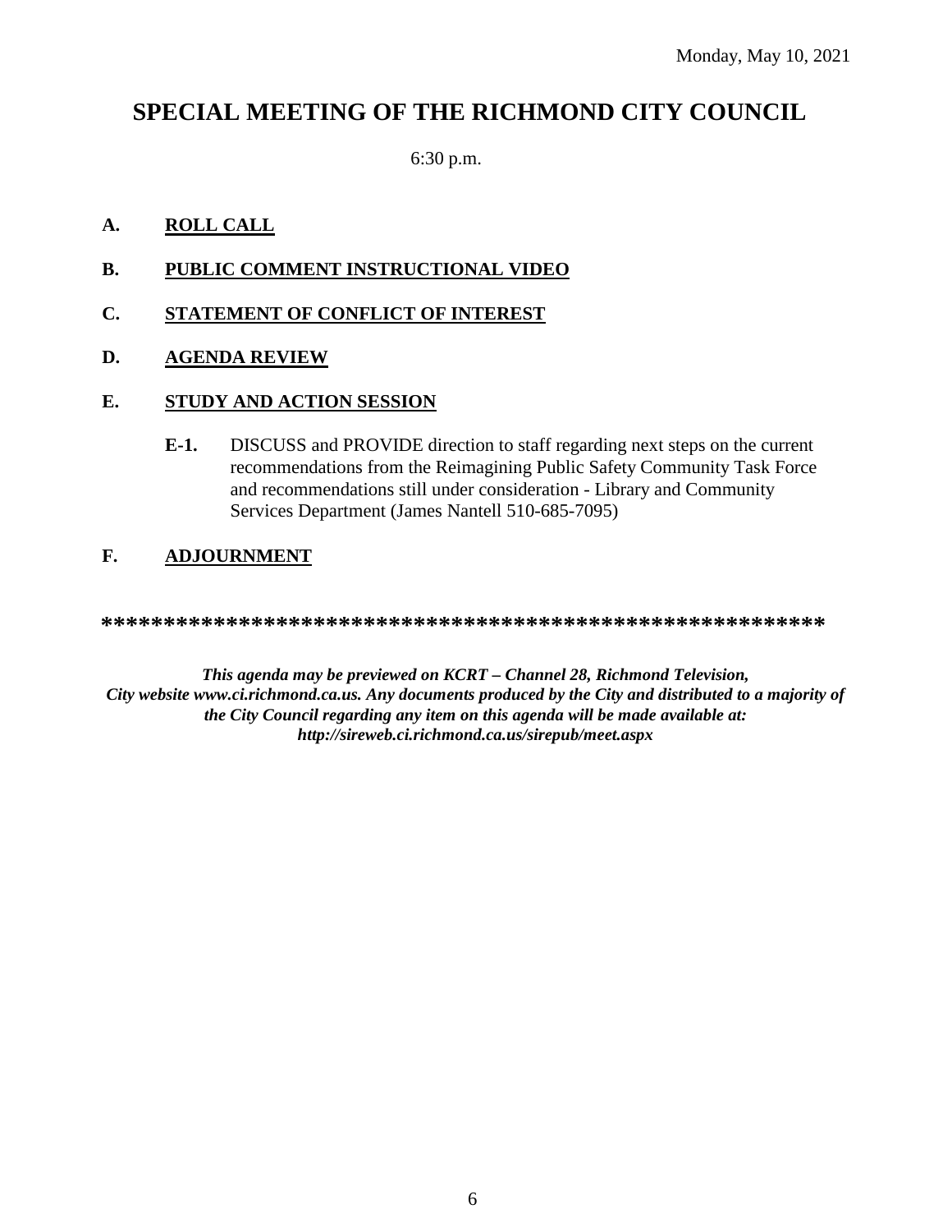Monday, May 10, 2021

# SPECIAL MEETING OF THE RICHMOND CITY COUNCIL

6:30 p.m.

**A. <u>ROLL CALL</u>**

**B. <u>PUBLIC COMMENT INSTRUCTIONAL VIDEO</u>**

**C. <u>STATEMENT OF CONFLICT OF INTEREST</u>**

**D. <u>AGENDA REVIEW</u>**

**E. <u>STUDY AND ACTION SESSION</u>**

**E-1.** DISCUSS and PROVIDE direction to staff regarding next steps on the current recommendations from the Reimagining Public Safety Community Task Force and recommendations still under consideration - Library and Community Services Department (James Nantell 510-685-7095)

**F. <u>ADJOURNMENT</u>**

**************************************************************

***This agenda may be previewed on KCRT – Channel 28, Richmond Television, City website www.ci.richmond.ca.us. Any documents produced by the City and distributed to a majority of the City Council regarding any item on this agenda will be made available at: http://sireweb.ci.richmond.ca.us/sirepub/meet.aspx***